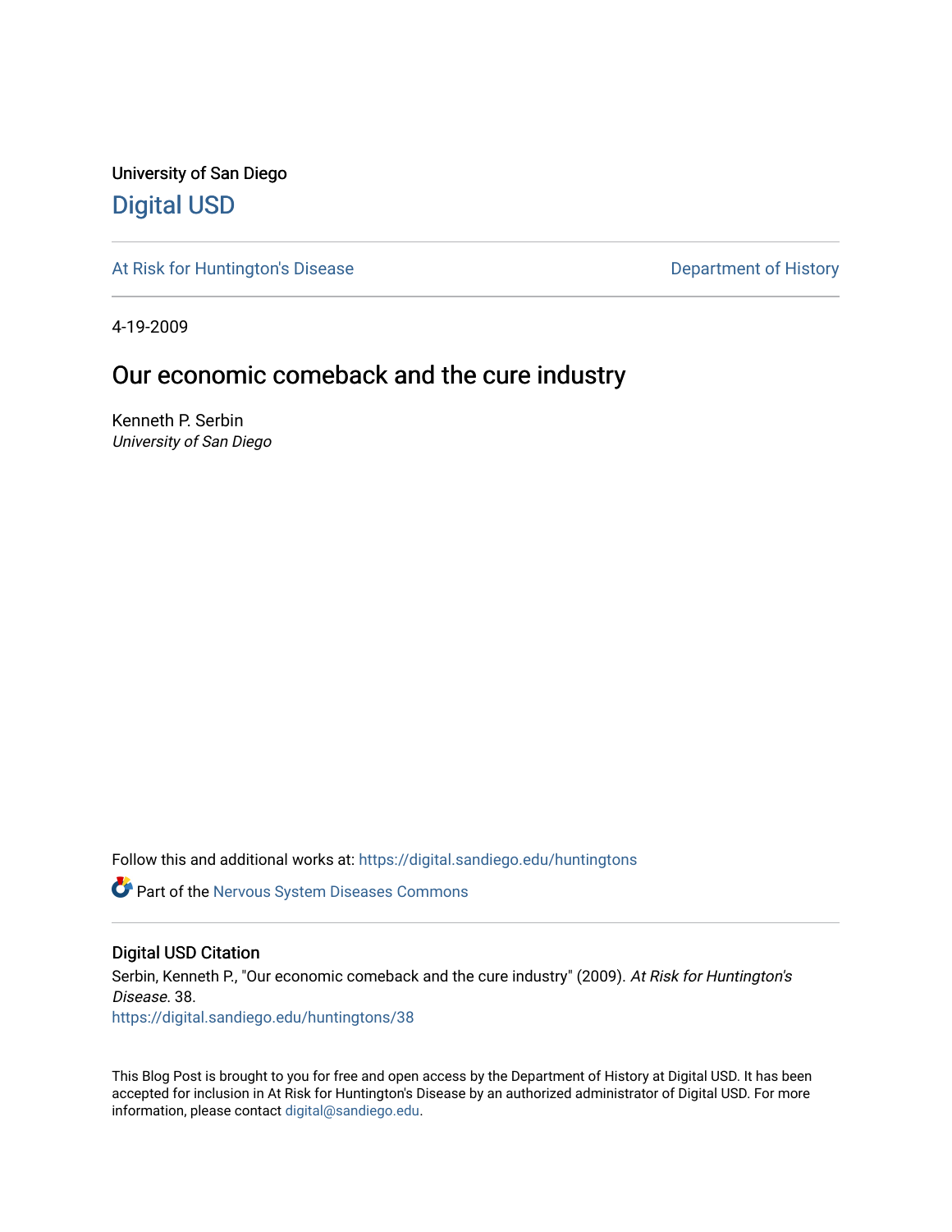University of San Diego

# Digital USD

At Risk for Huntington's Disease | Department of History

4-19-2009

## Our economic comeback and the cure industry

Kenneth P. Serbin
*University of San Diego*

Follow this and additional works at: https://digital.sandiego.edu/huntingtons

Part of the Nervous System Diseases Commons

### Digital USD Citation

Serbin, Kenneth P., "Our economic comeback and the cure industry" (2009). *At Risk for Huntington's Disease*. 38.
https://digital.sandiego.edu/huntingtons/38

This Blog Post is brought to you for free and open access by the Department of History at Digital USD. It has been accepted for inclusion in At Risk for Huntington's Disease by an authorized administrator of Digital USD. For more information, please contact digital@sandiego.edu.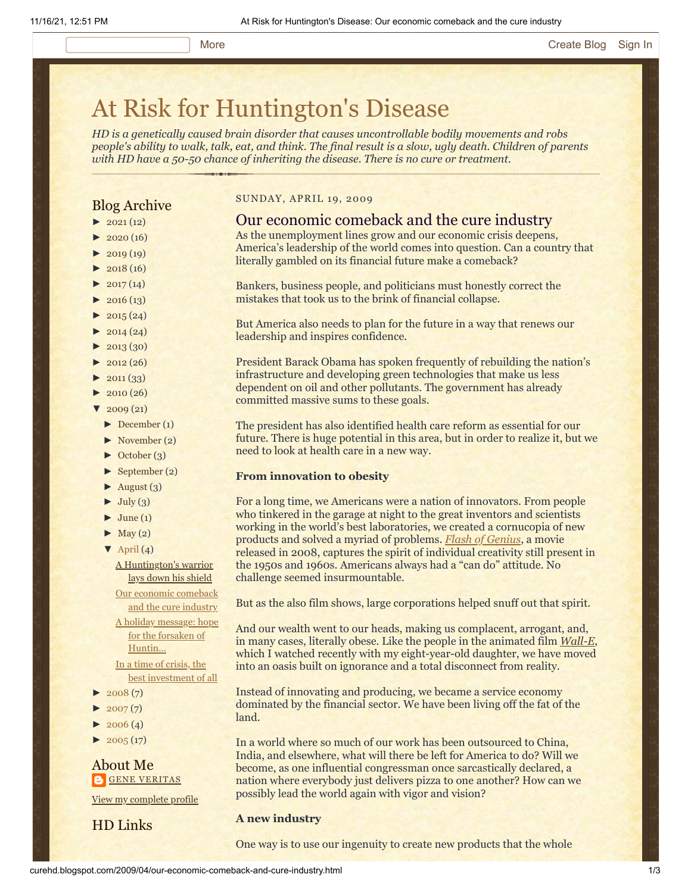More Create Blog Sign In

# At Risk for Huntington's Disease

*HD is a genetically caused brain disorder that causes uncontrollable bodily movements and robs people's ability to walk, talk, eat, and think. The final result is a slow, ugly death. Children of parents with HD have a 50-50 chance of inheriting the disease. There is no cure or treatment.*

## Blog Archive

- ► 2021 (12)
- ► 2020 (16)
- ► 2019 (19)
- ► 2018 (16)
- ► 2017 (14)
- ► 2016 (13)
- ► 2015 (24)
- ► 2014 (24)
- ► 2013 (30)
- ► 2012 (26)
- ► 2011 (33)
- ► 2010 (26)
- ▼ 2009 (21)
  - ► December (1)
  - ► November (2)
  - ► October (3)
  - ► September (2)
  - ► August (3)
  - ► July (3)
  - ► June (1)
  - ► May (2)
  - ▼ April (4)
    - A Huntington's warrior lays down his shield
    - Our economic comeback and the cure industry
    - A holiday message: hope for the forsaken of Huntin...
    - In a time of crisis, the best investment of all
- ► 2008 (7)
- ► 2007 (7)
- ► 2006 (4)
- ► 2005 (17)

## About Me

GENE VERITAS

View my complete profile

## HD Links

SUNDAY, APRIL 19, 2009

## Our economic comeback and the cure industry

As the unemployment lines grow and our economic crisis deepens, America's leadership of the world comes into question. Can a country that literally gambled on its financial future make a comeback?

Bankers, business people, and politicians must honestly correct the mistakes that took us to the brink of financial collapse.

But America also needs to plan for the future in a way that renews our leadership and inspires confidence.

President Barack Obama has spoken frequently of rebuilding the nation's infrastructure and developing green technologies that make us less dependent on oil and other pollutants. The government has already committed massive sums to these goals.

The president has also identified health care reform as essential for our future. There is huge potential in this area, but in order to realize it, but we need to look at health care in a new way.

**From innovation to obesity**

For a long time, we Americans were a nation of innovators. From people who tinkered in the garage at night to the great inventors and scientists working in the world's best laboratories, we created a cornucopia of new products and solved a myriad of problems. *Flash of Genius*, a movie released in 2008, captures the spirit of individual creativity still present in the 1950s and 1960s. Americans always had a "can do" attitude. No challenge seemed insurmountable.

But as the also film shows, large corporations helped snuff out that spirit.

And our wealth went to our heads, making us complacent, arrogant, and, in many cases, literally obese. Like the people in the animated film *Wall-E*, which I watched recently with my eight-year-old daughter, we have moved into an oasis built on ignorance and a total disconnect from reality.

Instead of innovating and producing, we became a service economy dominated by the financial sector. We have been living off the fat of the land.

In a world where so much of our work has been outsourced to China, India, and elsewhere, what will there be left for America to do? Will we become, as one influential congressman once sarcastically declared, a nation where everybody just delivers pizza to one another? How can we possibly lead the world again with vigor and vision?

**A new industry**

One way is to use our ingenuity to create new products that the whole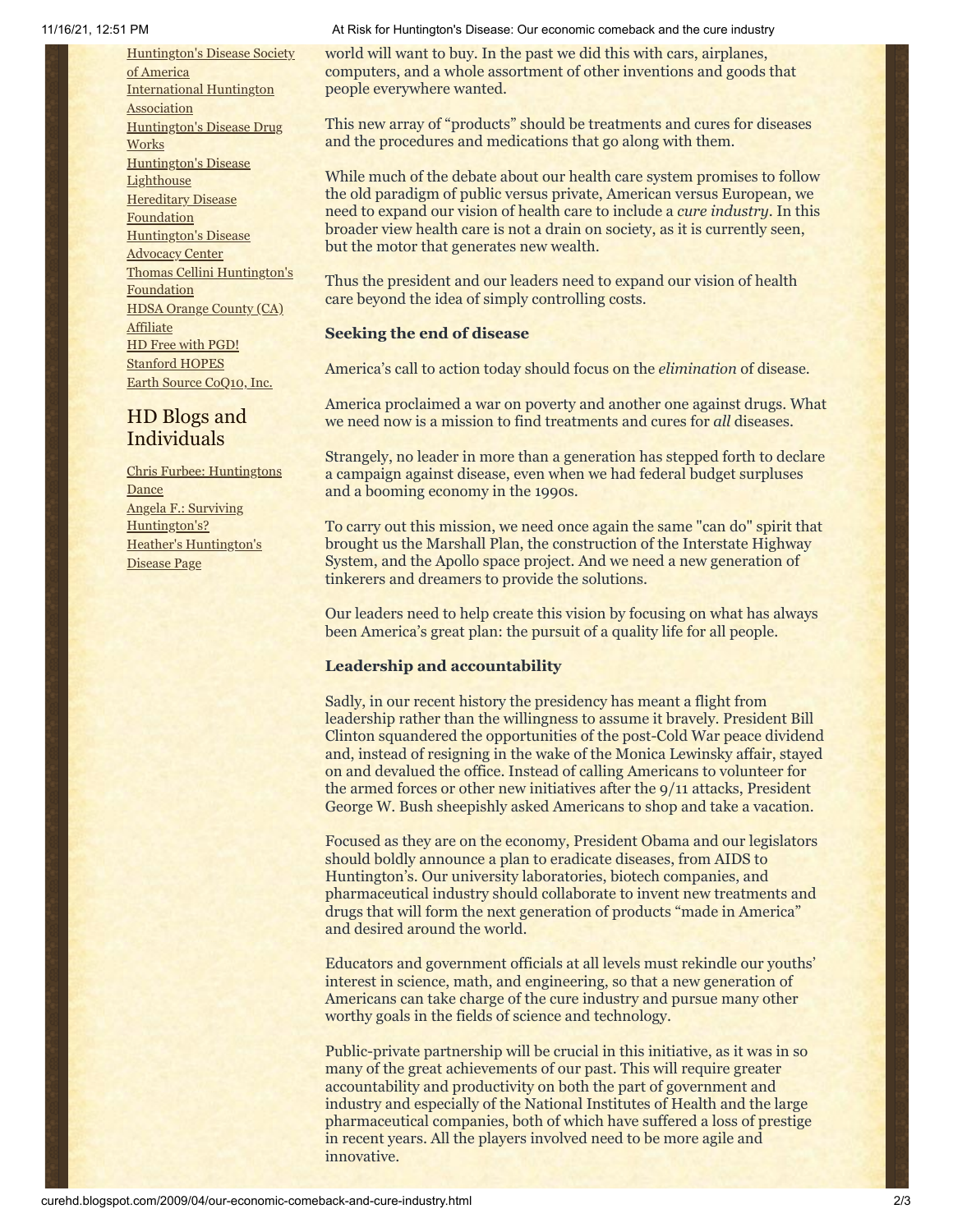[Huntington's Disease Society of America](#)
[International Huntington Association](#)
[Huntington's Disease Drug Works](#)
[Huntington's Disease Lighthouse](#)
[Hereditary Disease Foundation](#)
[Huntington's Disease Advocacy Center](#)
[Thomas Cellini Huntington's Foundation](#)
[HDSA Orange County (CA) Affiliate](#)
[HD Free with PGD!](#)
[Stanford HOPES](#)
[Earth Source CoQ10, Inc.](#)

## HD Blogs and Individuals

[Chris Furbee: Huntingtons Dance](#)
[Angela F.: Surviving Huntington's?](#)
[Heather's Huntington's Disease Page](#)

world will want to buy. In the past we did this with cars, airplanes, computers, and a whole assortment of other inventions and goods that people everywhere wanted.

This new array of "products" should be treatments and cures for diseases and the procedures and medications that go along with them.

While much of the debate about our health care system promises to follow the old paradigm of public versus private, American versus European, we need to expand our vision of health care to include a *cure industry*. In this broader view health care is not a drain on society, as it is currently seen, but the motor that generates new wealth.

Thus the president and our leaders need to expand our vision of health care beyond the idea of simply controlling costs.

**Seeking the end of disease**

America's call to action today should focus on the *elimination* of disease.

America proclaimed a war on poverty and another one against drugs. What we need now is a mission to find treatments and cures for *all* diseases.

Strangely, no leader in more than a generation has stepped forth to declare a campaign against disease, even when we had federal budget surpluses and a booming economy in the 1990s.

To carry out this mission, we need once again the same "can do" spirit that brought us the Marshall Plan, the construction of the Interstate Highway System, and the Apollo space project. And we need a new generation of tinkerers and dreamers to provide the solutions.

Our leaders need to help create this vision by focusing on what has always been America's great plan: the pursuit of a quality life for all people.

**Leadership and accountability**

Sadly, in our recent history the presidency has meant a flight from leadership rather than the willingness to assume it bravely. President Bill Clinton squandered the opportunities of the post-Cold War peace dividend and, instead of resigning in the wake of the Monica Lewinsky affair, stayed on and devalued the office. Instead of calling Americans to volunteer for the armed forces or other new initiatives after the 9/11 attacks, President George W. Bush sheepishly asked Americans to shop and take a vacation.

Focused as they are on the economy, President Obama and our legislators should boldly announce a plan to eradicate diseases, from AIDS to Huntington's. Our university laboratories, biotech companies, and pharmaceutical industry should collaborate to invent new treatments and drugs that will form the next generation of products "made in America" and desired around the world.

Educators and government officials at all levels must rekindle our youths' interest in science, math, and engineering, so that a new generation of Americans can take charge of the cure industry and pursue many other worthy goals in the fields of science and technology.

Public-private partnership will be crucial in this initiative, as it was in so many of the great achievements of our past. This will require greater accountability and productivity on both the part of government and industry and especially of the National Institutes of Health and the large pharmaceutical companies, both of which have suffered a loss of prestige in recent years. All the players involved need to be more agile and innovative.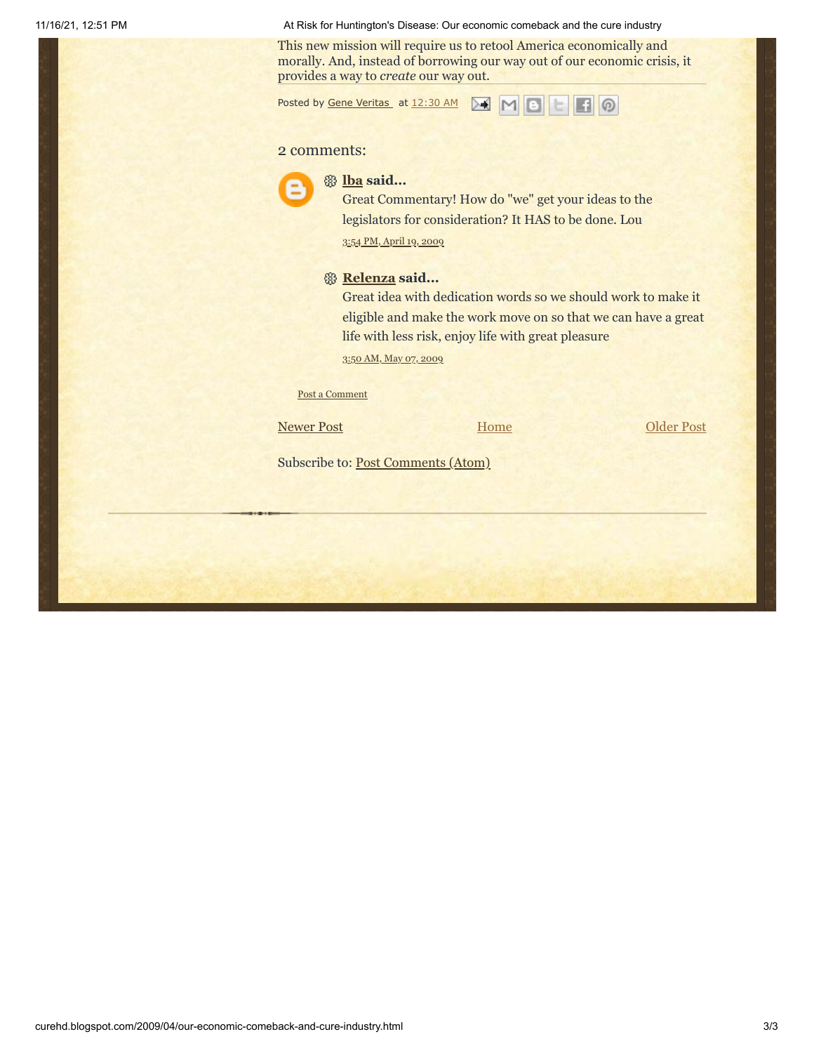This new mission will require us to retool America economically and morally. And, instead of borrowing our way out of our economic crisis, it provides a way to *create* our way out.

Posted by Gene Veritas at 12:30 AM

## 2 comments:

**lba said...**

Great Commentary! How do "we" get your ideas to the legislators for consideration? It HAS to be done. Lou

3:54 PM, April 19, 2009

**Relenza said...**

Great idea with dedication words so we should work to make it eligible and make the work move on so that we can have a great life with less risk, enjoy life with great pleasure

3:50 AM, May 07, 2009

Post a Comment

Newer Post | Home | Older Post

Subscribe to: Post Comments (Atom)